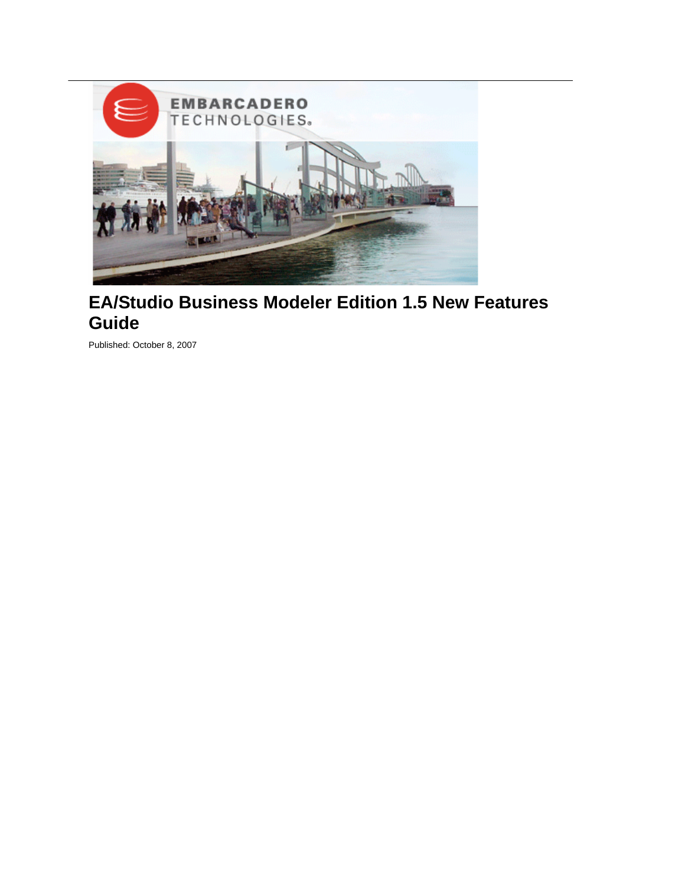# EA/Studio Business Modeler Edition 1.5 New Features Guide

Published: October 8, 2007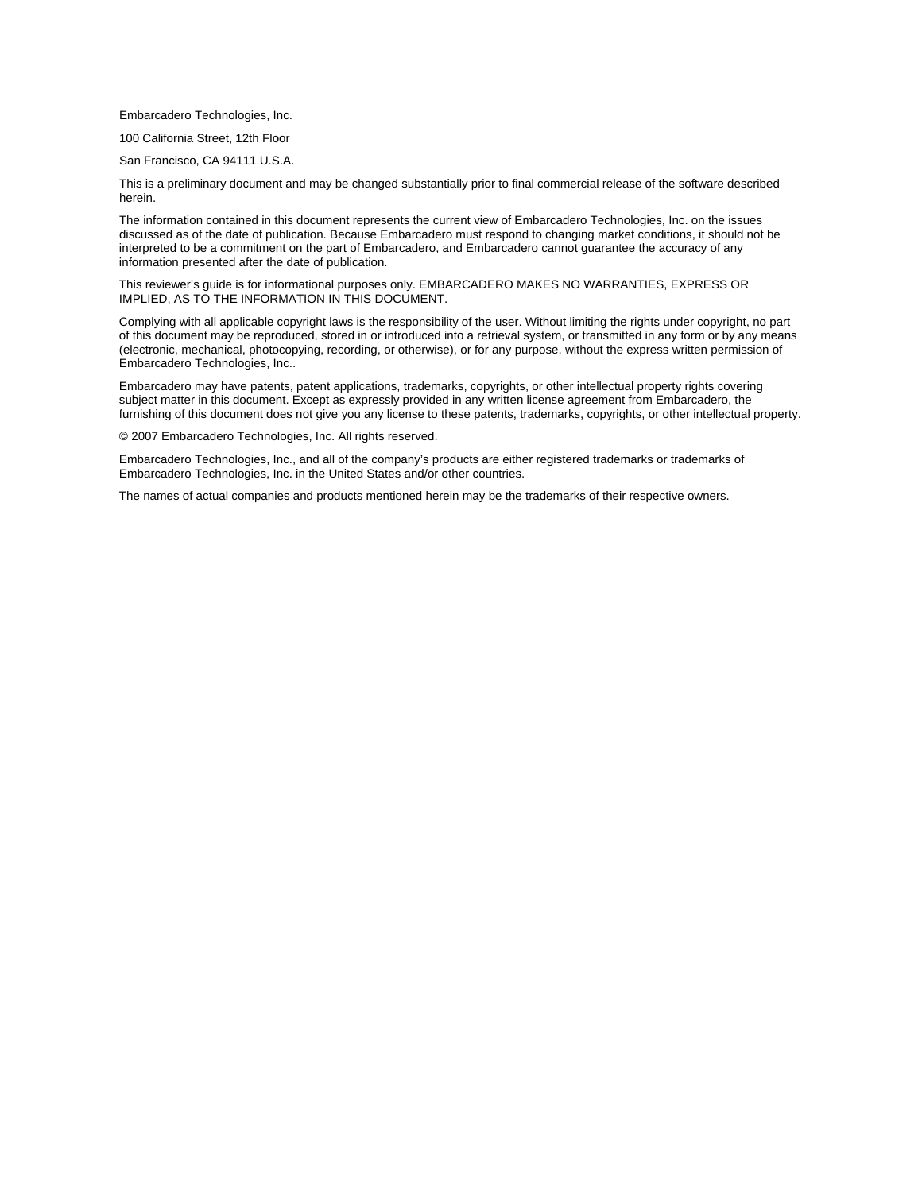Embarcadero Technologies, Inc.

100 California Street, 12th Floor

San Francisco, CA 94111 U.S.A.

This is a preliminary document and may be changed substantially prior to final commercial release of the software described herein.

The information contained in this document represents the current view of Embarcadero Technologies, Inc. on the issues discussed as of the date of publication. Because Embarcadero must respond to changing market conditions, it should not be interpreted to be a commitment on the part of Embarcadero, and Embarcadero cannot guarantee the accuracy of any information presented after the date of publication.

This reviewer's guide is for informational purposes only. EMBARCADERO MAKES NO WARRANTIES, EXPRESS OR IMPLIED, AS TO THE INFORMATION IN THIS DOCUMENT.

Complying with all applicable copyright laws is the responsibility of the user. Without limiting the rights under copyright, no part of this document may be reproduced, stored in or introduced into a retrieval system, or transmitted in any form or by any means (electronic, mechanical, photocopying, recording, or otherwise), or for any purpose, without the express written permission of Embarcadero Technologies, Inc..

Embarcadero may have patents, patent applications, trademarks, copyrights, or other intellectual property rights covering subject matter in this document. Except as expressly provided in any written license agreement from Embarcadero, the furnishing of this document does not give you any license to these patents, trademarks, copyrights, or other intellectual property.

© 2007 Embarcadero Technologies, Inc. All rights reserved.

Embarcadero Technologies, Inc., and all of the company's products are either registered trademarks or trademarks of Embarcadero Technologies, Inc. in the United States and/or other countries.

The names of actual companies and products mentioned herein may be the trademarks of their respective owners.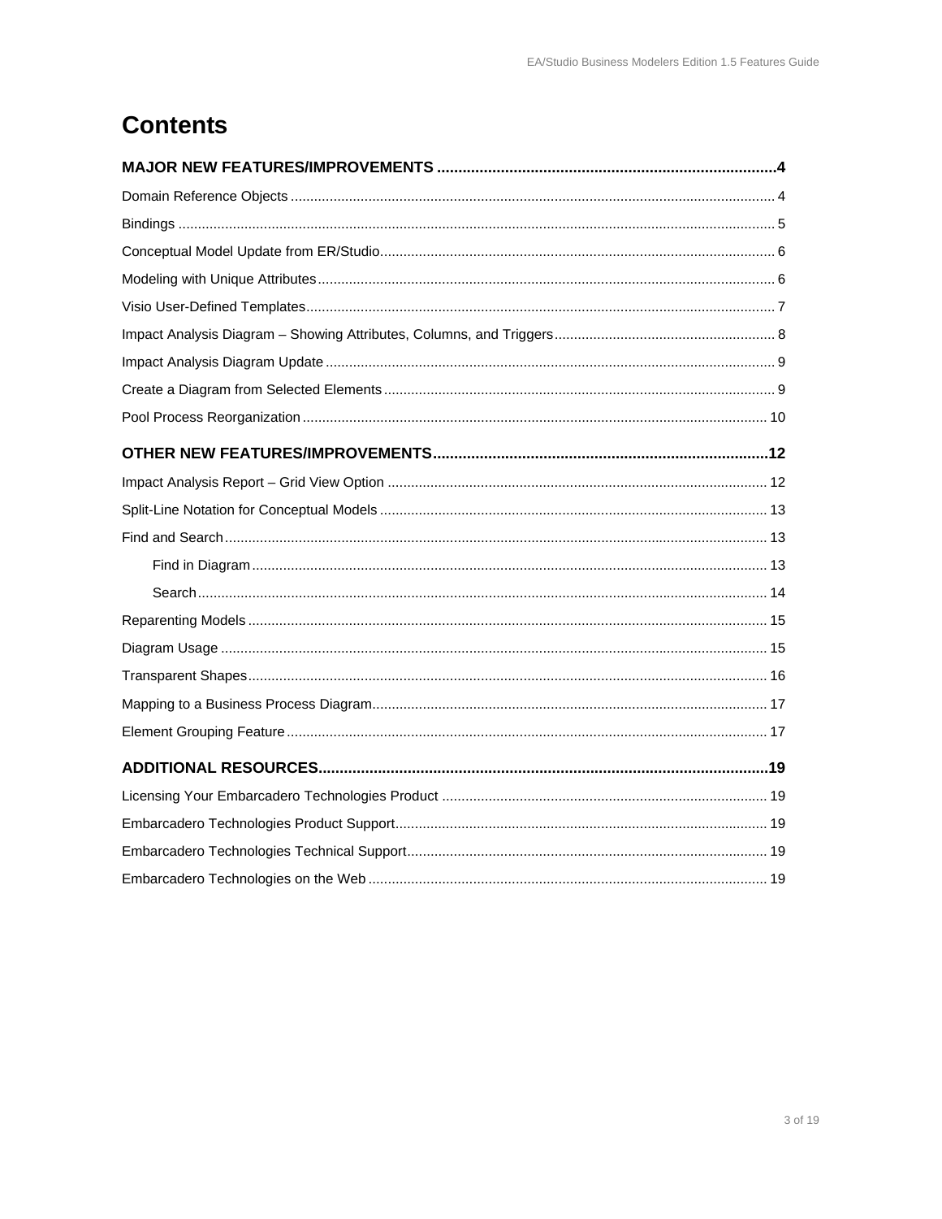# Contents

**MAJOR NEW FEATURES/IMPROVEMENTS ................................................................................4**

Domain Reference Objects ............................................................................................................ 4

Bindings ........................................................................................................................................ 5

Conceptual Model Update from ER/Studio..................................................................................... 6

Modeling with Unique Attributes ..................................................................................................... 6

Visio User-Defined Templates........................................................................................................ 7

Impact Analysis Diagram – Showing Attributes, Columns, and Triggers ......................................................... 8

Impact Analysis Diagram Update ................................................................................................... 9

Create a Diagram from Selected Elements .................................................................................... 9

Pool Process Reorganization ....................................................................................................... 10

**OTHER NEW FEATURES/IMPROVEMENTS...............................................................................12**

Impact Analysis Report – Grid View Option .................................................................................. 12

Split-Line Notation for Conceptual Models ................................................................................... 13

Find and Search ........................................................................................................................... 13

- Find in Diagram .................................................................................................................... 13
- Search .................................................................................................................................. 14

Reparenting Models ..................................................................................................................... 15

Diagram Usage ............................................................................................................................ 15

Transparent Shapes ..................................................................................................................... 16

Mapping to a Business Process Diagram..................................................................................... 17

Element Grouping Feature ........................................................................................................... 17

**ADDITIONAL RESOURCES..........................................................................................................19**

Licensing Your Embarcadero Technologies Product .................................................................... 19

Embarcadero Technologies Product Support................................................................................ 19

Embarcadero Technologies Technical Support............................................................................. 19

Embarcadero Technologies on the Web ....................................................................................... 19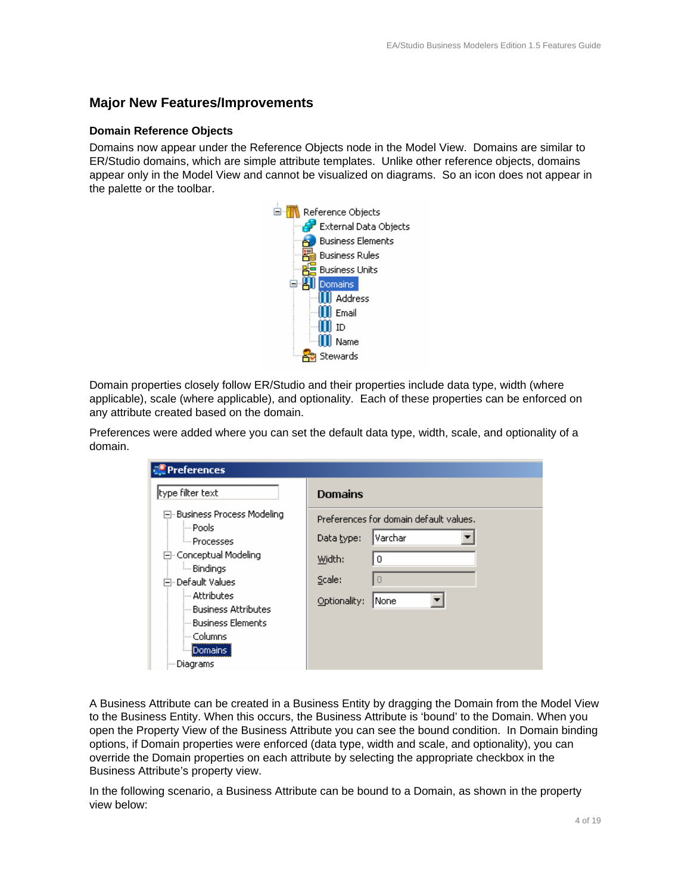## Major New Features/Improvements

### Domain Reference Objects

Domains now appear under the Reference Objects node in the Model View. Domains are similar to ER/Studio domains, which are simple attribute templates. Unlike other reference objects, domains appear only in the Model View and cannot be visualized on diagrams. So an icon does not appear in the palette or the toolbar.

Domain properties closely follow ER/Studio and their properties include data type, width (where applicable), scale (where applicable), and optionality. Each of these properties can be enforced on any attribute created based on the domain.

Preferences were added where you can set the default data type, width, scale, and optionality of a domain.

A Business Attribute can be created in a Business Entity by dragging the Domain from the Model View to the Business Entity. When this occurs, the Business Attribute is 'bound' to the Domain. When you open the Property View of the Business Attribute you can see the bound condition. In Domain binding options, if Domain properties were enforced (data type, width and scale, and optionality), you can override the Domain properties on each attribute by selecting the appropriate checkbox in the Business Attribute's property view.

In the following scenario, a Business Attribute can be bound to a Domain, as shown in the property view below: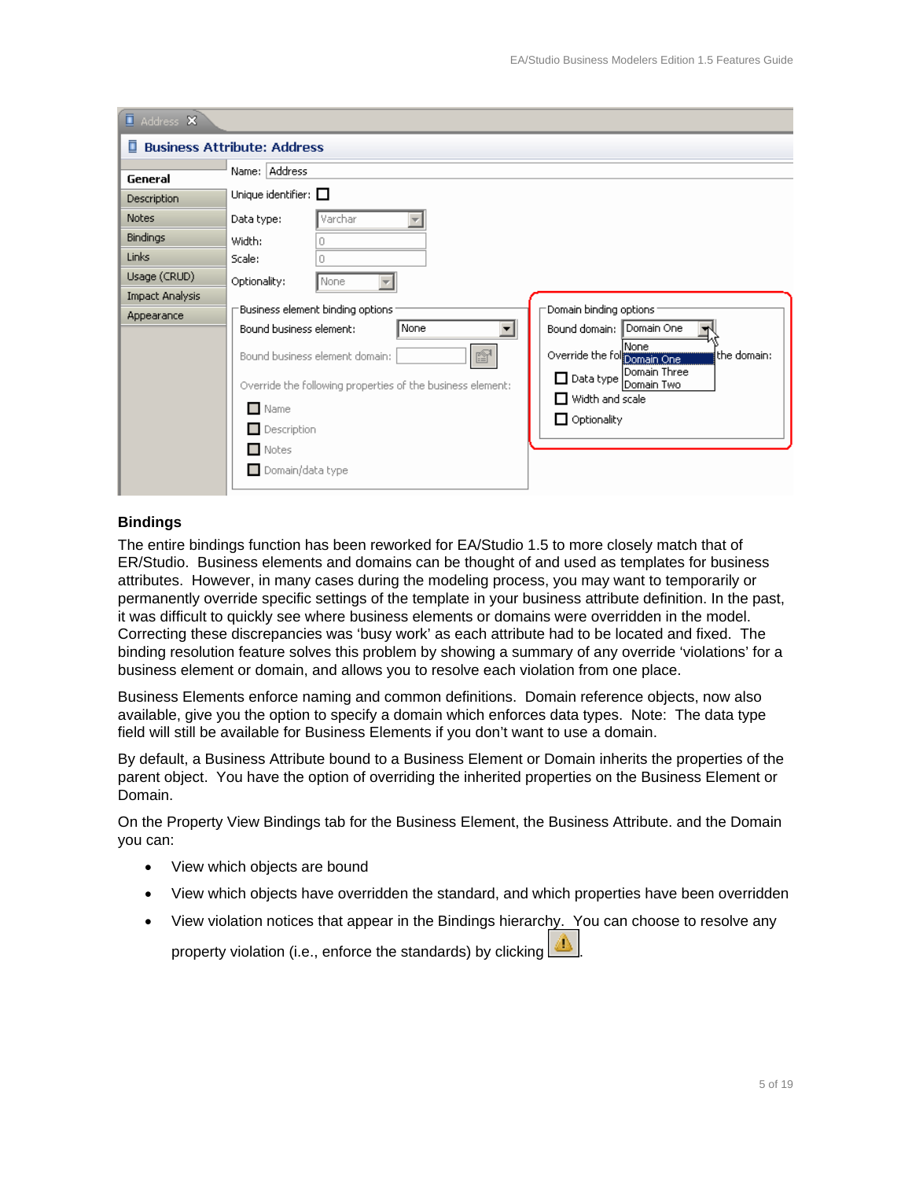## Bindings

The entire bindings function has been reworked for EA/Studio 1.5 to more closely match that of ER/Studio. Business elements and domains can be thought of and used as templates for business attributes. However, in many cases during the modeling process, you may want to temporarily or permanently override specific settings of the template in your business attribute definition. In the past, it was difficult to quickly see where business elements or domains were overridden in the model. Correcting these discrepancies was 'busy work' as each attribute had to be located and fixed. The binding resolution feature solves this problem by showing a summary of any override 'violations' for a business element or domain, and allows you to resolve each violation from one place.

Business Elements enforce naming and common definitions. Domain reference objects, now also available, give you the option to specify a domain which enforces data types. Note: The data type field will still be available for Business Elements if you don't want to use a domain.

By default, a Business Attribute bound to a Business Element or Domain inherits the properties of the parent object. You have the option of overriding the inherited properties on the Business Element or Domain.

On the Property View Bindings tab for the Business Element, the Business Attribute. and the Domain you can:

- View which objects are bound
- View which objects have overridden the standard, and which properties have been overridden
- View violation notices that appear in the Bindings hierarchy. You can choose to resolve any property violation (i.e., enforce the standards) by clicking .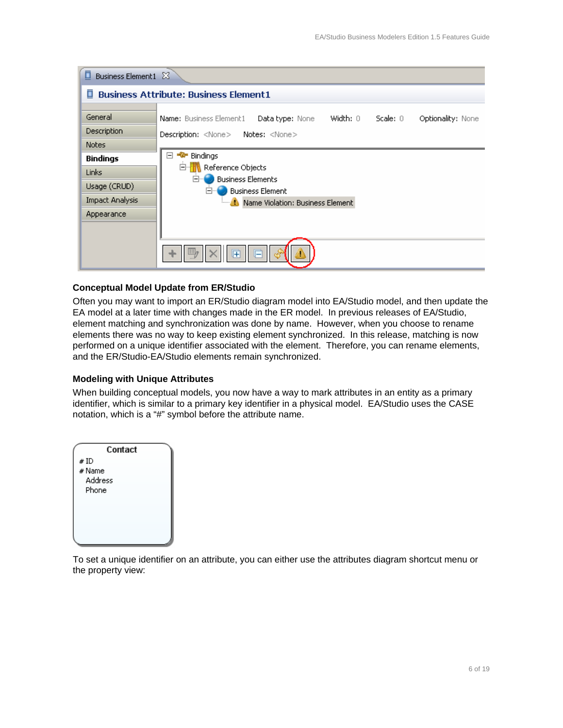### Conceptual Model Update from ER/Studio

Often you may want to import an ER/Studio diagram model into EA/Studio model, and then update the EA model at a later time with changes made in the ER model. In previous releases of EA/Studio, element matching and synchronization was done by name. However, when you choose to rename elements there was no way to keep existing element synchronized. In this release, matching is now performed on a unique identifier associated with the element. Therefore, you can rename elements, and the ER/Studio-EA/Studio elements remain synchronized.

### Modeling with Unique Attributes

When building conceptual models, you now have a way to mark attributes in an entity as a primary identifier, which is similar to a primary key identifier in a physical model. EA/Studio uses the CASE notation, which is a "#" symbol before the attribute name.

To set a unique identifier on an attribute, you can either use the attributes diagram shortcut menu or the property view: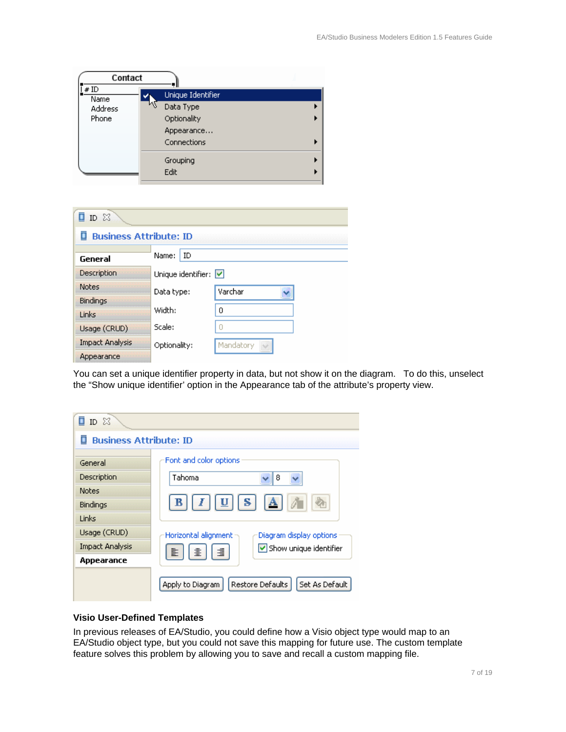You can set a unique identifier property in data, but not show it on the diagram. To do this, unselect the "Show unique identifier' option in the Appearance tab of the attribute's property view.

### Visio User-Defined Templates

In previous releases of EA/Studio, you could define how a Visio object type would map to an EA/Studio object type, but you could not save this mapping for future use. The custom template feature solves this problem by allowing you to save and recall a custom mapping file.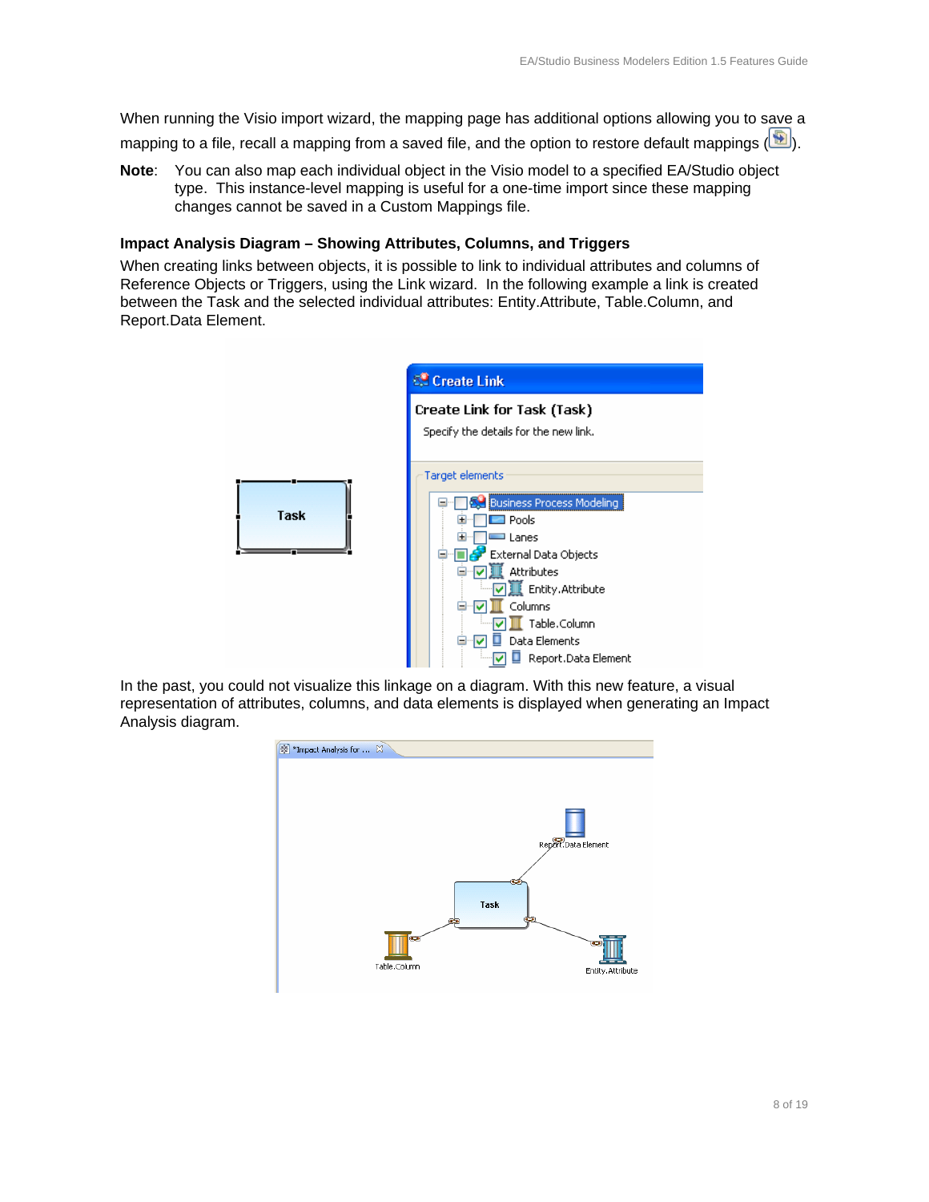When running the Visio import wizard, the mapping page has additional options allowing you to save a mapping to a file, recall a mapping from a saved file, and the option to restore default mappings ( ).

**Note**: You can also map each individual object in the Visio model to a specified EA/Studio object type. This instance-level mapping is useful for a one-time import since these mapping changes cannot be saved in a Custom Mappings file.

### Impact Analysis Diagram – Showing Attributes, Columns, and Triggers

When creating links between objects, it is possible to link to individual attributes and columns of Reference Objects or Triggers, using the Link wizard. In the following example a link is created between the Task and the selected individual attributes: Entity.Attribute, Table.Column, and Report.Data Element.

In the past, you could not visualize this linkage on a diagram. With this new feature, a visual representation of attributes, columns, and data elements is displayed when generating an Impact Analysis diagram.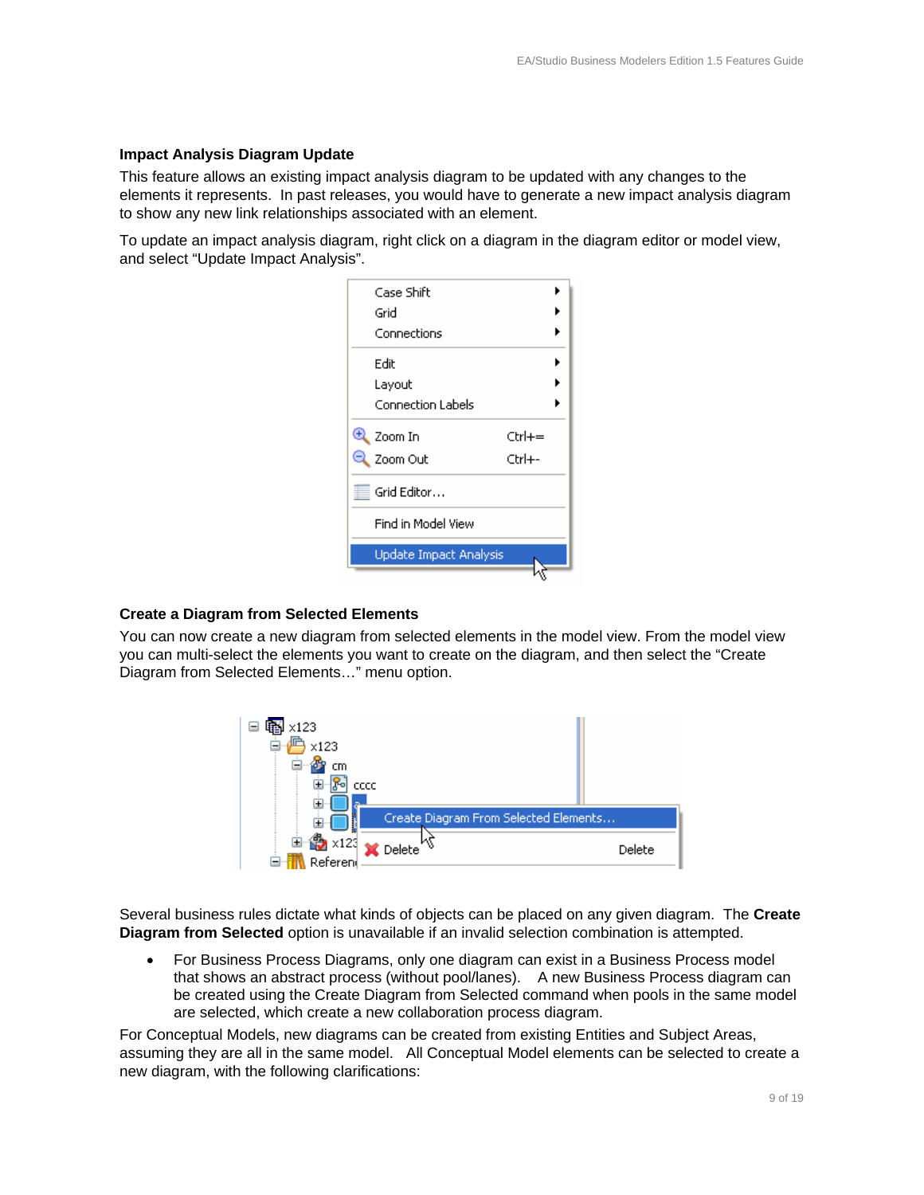### Impact Analysis Diagram Update

This feature allows an existing impact analysis diagram to be updated with any changes to the elements it represents. In past releases, you would have to generate a new impact analysis diagram to show any new link relationships associated with an element.

To update an impact analysis diagram, right click on a diagram in the diagram editor or model view, and select "Update Impact Analysis".

### Create a Diagram from Selected Elements

You can now create a new diagram from selected elements in the model view. From the model view you can multi-select the elements you want to create on the diagram, and then select the "Create Diagram from Selected Elements…" menu option.

Several business rules dictate what kinds of objects can be placed on any given diagram. The **Create Diagram from Selected** option is unavailable if an invalid selection combination is attempted.

- For Business Process Diagrams, only one diagram can exist in a Business Process model that shows an abstract process (without pool/lanes). A new Business Process diagram can be created using the Create Diagram from Selected command when pools in the same model are selected, which create a new collaboration process diagram.

For Conceptual Models, new diagrams can be created from existing Entities and Subject Areas, assuming they are all in the same model. All Conceptual Model elements can be selected to create a new diagram, with the following clarifications: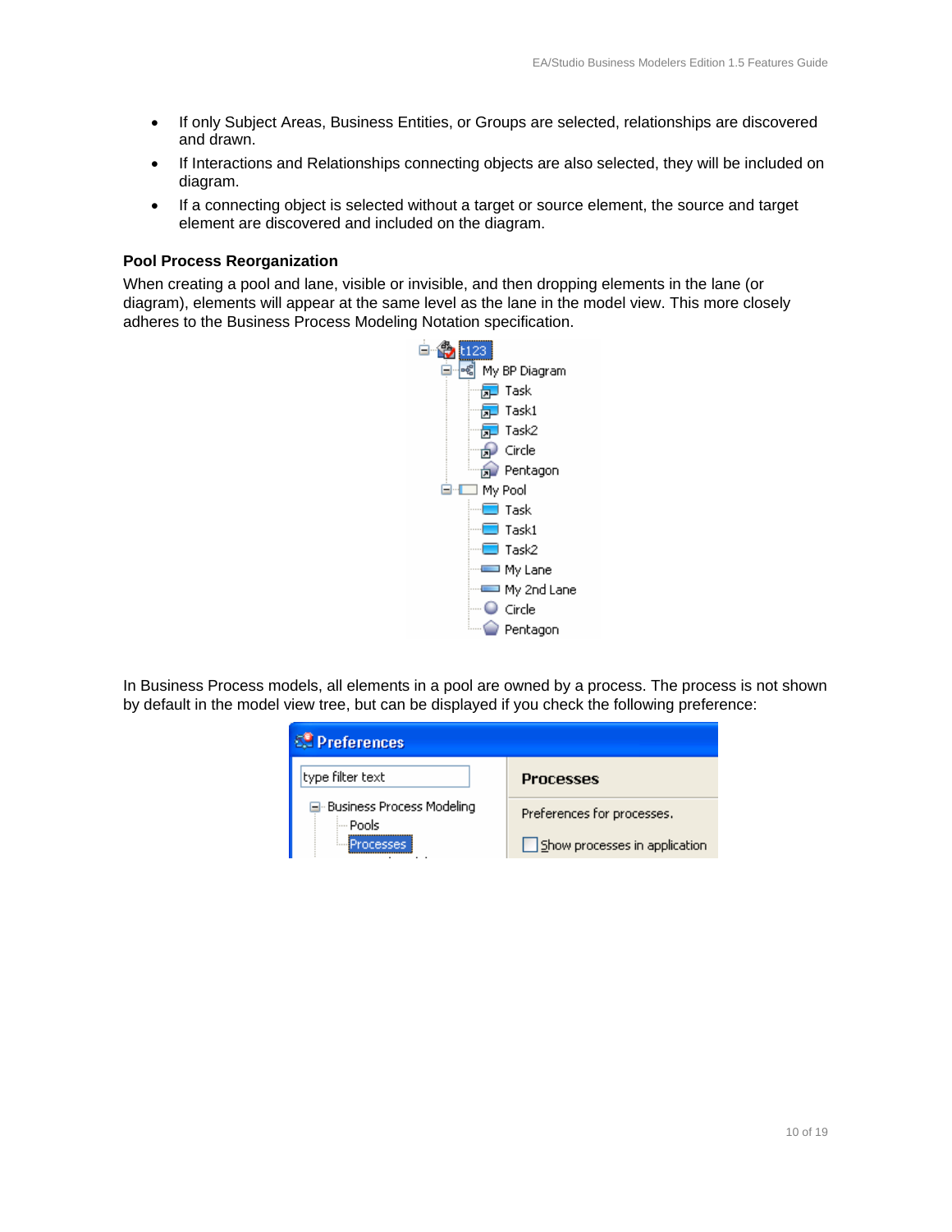- If only Subject Areas, Business Entities, or Groups are selected, relationships are discovered and drawn.
- If Interactions and Relationships connecting objects are also selected, they will be included on diagram.
- If a connecting object is selected without a target or source element, the source and target element are discovered and included on the diagram.

### Pool Process Reorganization

When creating a pool and lane, visible or invisible, and then dropping elements in the lane (or diagram), elements will appear at the same level as the lane in the model view. This more closely adheres to the Business Process Modeling Notation specification.

In Business Process models, all elements in a pool are owned by a process. The process is not shown by default in the model view tree, but can be displayed if you check the following preference: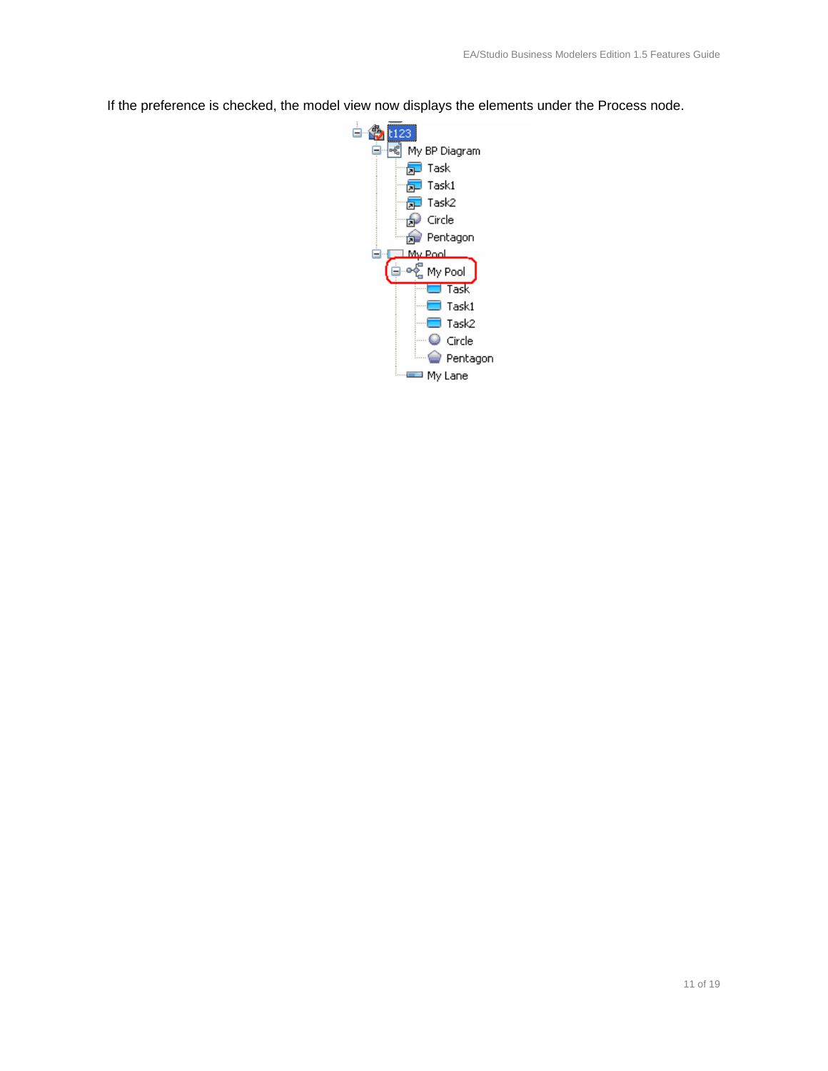If the preference is checked, the model view now displays the elements under the Process node.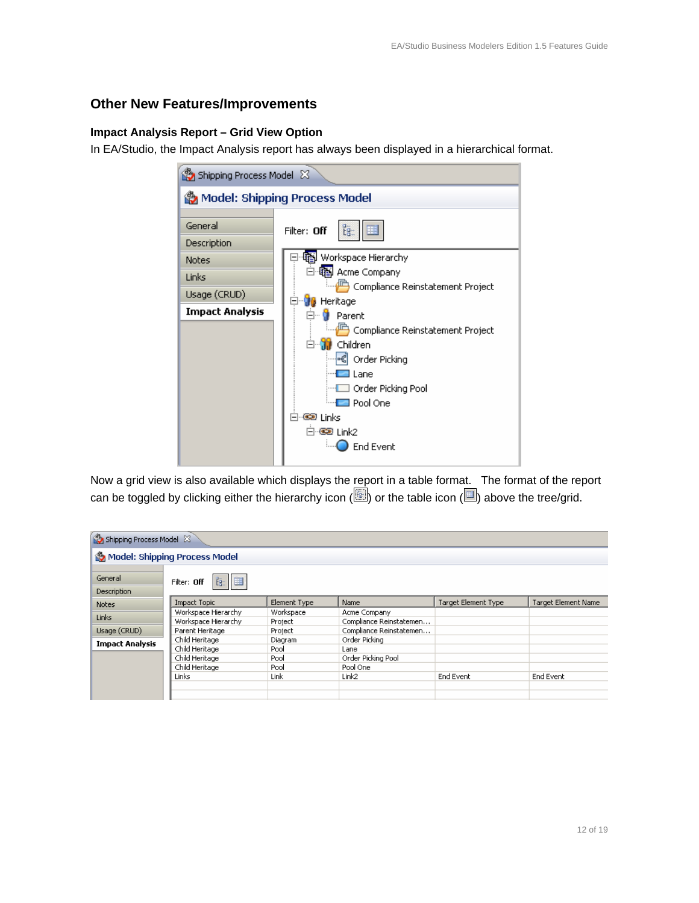## Other New Features/Improvements

### Impact Analysis Report – Grid View Option

In EA/Studio, the Impact Analysis report has always been displayed in a hierarchical format.

Now a grid view is also available which displays the report in a table format. The format of the report can be toggled by clicking either the hierarchy icon ( ) or the table icon ( ) above the tree/grid.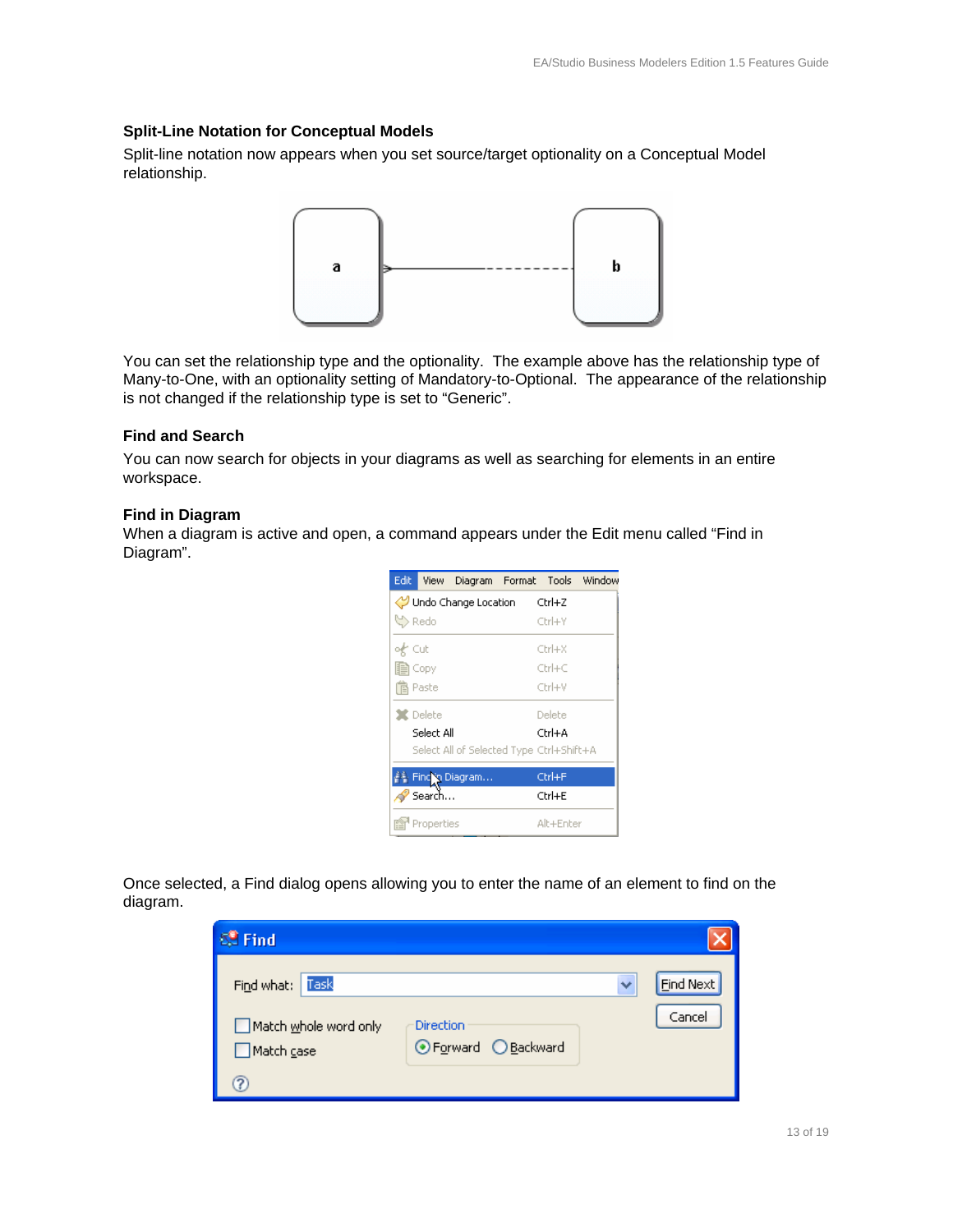### Split-Line Notation for Conceptual Models

Split-line notation now appears when you set source/target optionality on a Conceptual Model relationship.

You can set the relationship type and the optionality. The example above has the relationship type of Many-to-One, with an optionality setting of Mandatory-to-Optional. The appearance of the relationship is not changed if the relationship type is set to "Generic".

### Find and Search

You can now search for objects in your diagrams as well as searching for elements in an entire workspace.

### Find in Diagram

When a diagram is active and open, a command appears under the Edit menu called "Find in Diagram".

Once selected, a Find dialog opens allowing you to enter the name of an element to find on the diagram.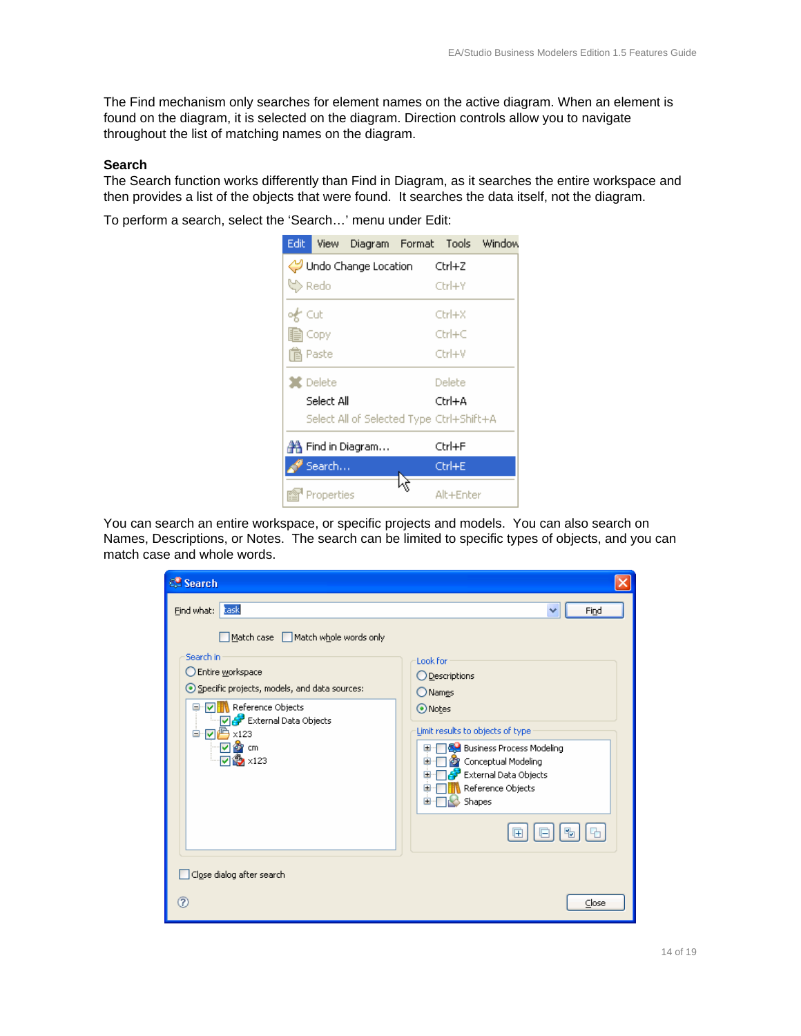The Find mechanism only searches for element names on the active diagram. When an element is found on the diagram, it is selected on the diagram. Direction controls allow you to navigate throughout the list of matching names on the diagram.

**Search**

The Search function works differently than Find in Diagram, as it searches the entire workspace and then provides a list of the objects that were found. It searches the data itself, not the diagram.

To perform a search, select the 'Search…' menu under Edit:

You can search an entire workspace, or specific projects and models. You can also search on Names, Descriptions, or Notes. The search can be limited to specific types of objects, and you can match case and whole words.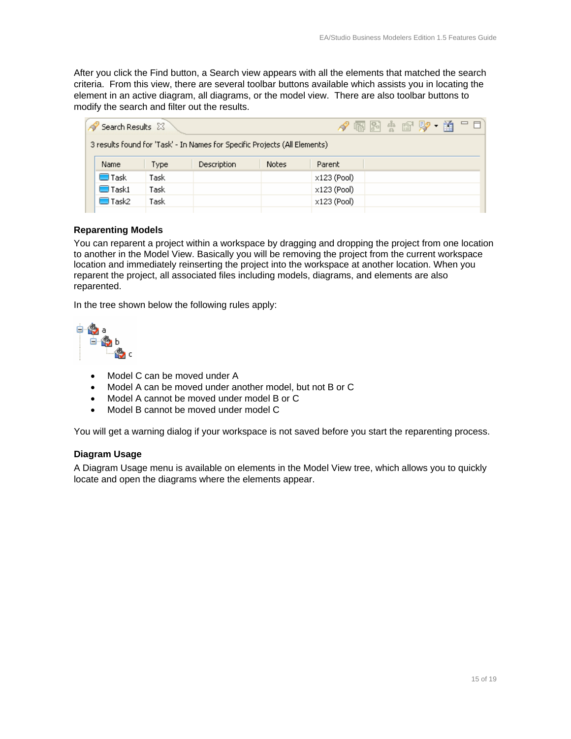After you click the Find button, a Search view appears with all the elements that matched the search criteria. From this view, there are several toolbar buttons available which assists you in locating the element in an active diagram, all diagrams, or the model view. There are also toolbar buttons to modify the search and filter out the results.

Search Results

3 results found for 'Task' - In Names for Specific Projects (All Elements)

| Name | Type | Description | Notes | Parent |
|---|---|---|---|---|
| Task | Task | | | x123 (Pool) |
| Task1 | Task | | | x123 (Pool) |
| Task2 | Task | | | x123 (Pool) |

### Reparenting Models

You can reparent a project within a workspace by dragging and dropping the project from one location to another in the Model View. Basically you will be removing the project from the current workspace location and immediately reinserting the project into the workspace at another location. When you reparent the project, all associated files including models, diagrams, and elements are also reparented.

In the tree shown below the following rules apply:

- a
  - b
    - c

- Model C can be moved under A
- Model A can be moved under another model, but not B or C
- Model A cannot be moved under model B or C
- Model B cannot be moved under model C

You will get a warning dialog if your workspace is not saved before you start the reparenting process.

### Diagram Usage

A Diagram Usage menu is available on elements in the Model View tree, which allows you to quickly locate and open the diagrams where the elements appear.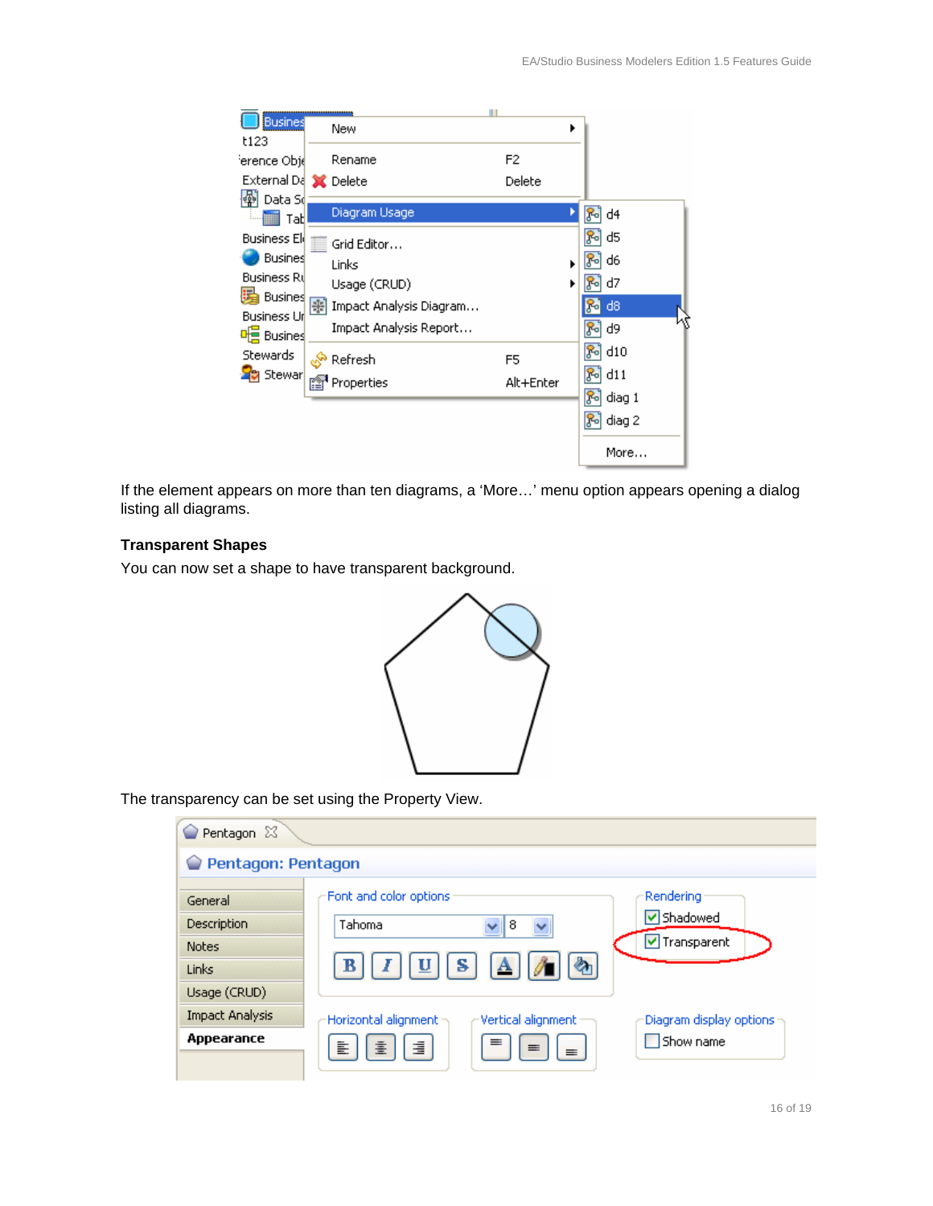If the element appears on more than ten diagrams, a 'More…' menu option appears opening a dialog listing all diagrams.

### Transparent Shapes

You can now set a shape to have transparent background.

The transparency can be set using the Property View.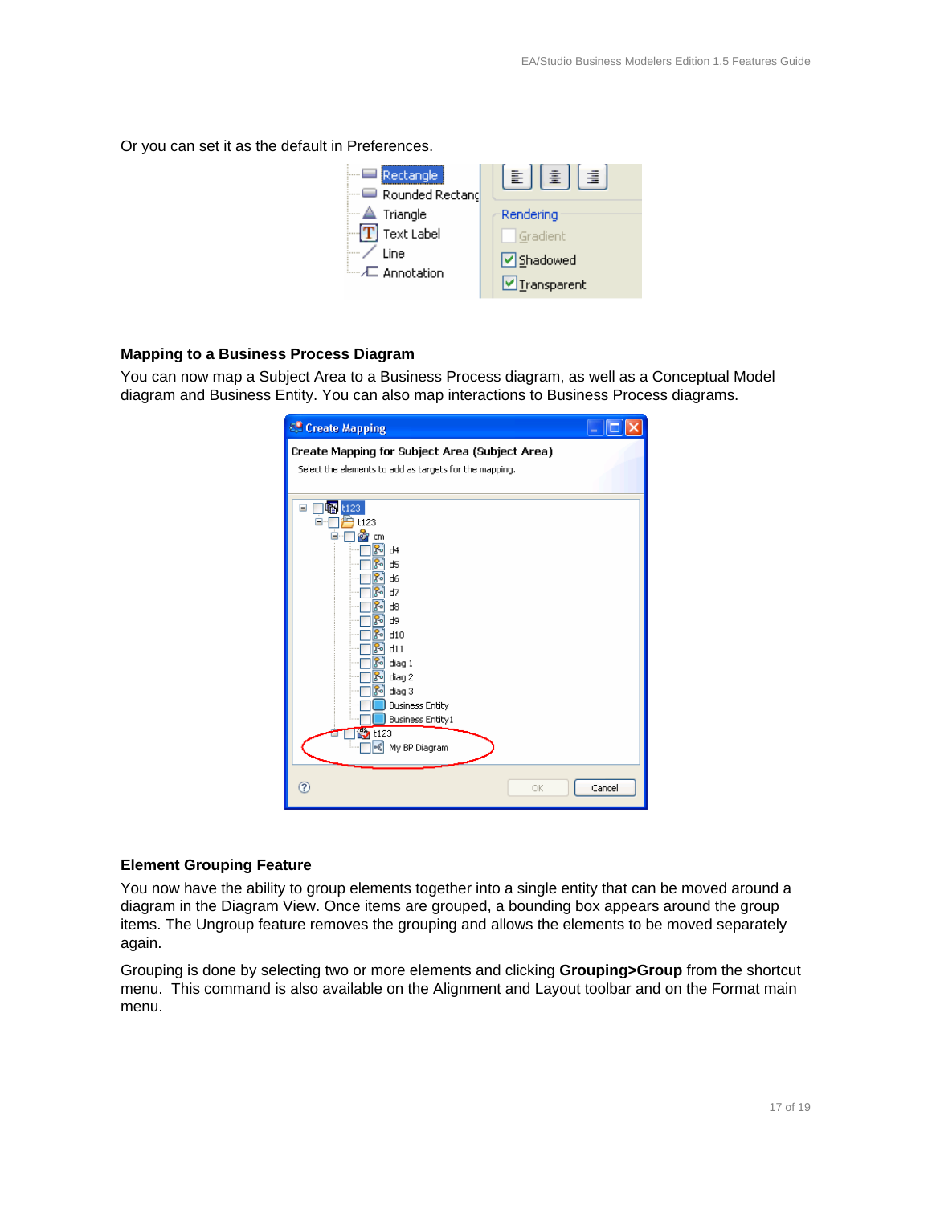Or you can set it as the default in Preferences.

### Mapping to a Business Process Diagram

You can now map a Subject Area to a Business Process diagram, as well as a Conceptual Model diagram and Business Entity. You can also map interactions to Business Process diagrams.

### Element Grouping Feature

You now have the ability to group elements together into a single entity that can be moved around a diagram in the Diagram View. Once items are grouped, a bounding box appears around the group items. The Ungroup feature removes the grouping and allows the elements to be moved separately again.

Grouping is done by selecting two or more elements and clicking **Grouping>Group** from the shortcut menu. This command is also available on the Alignment and Layout toolbar and on the Format main menu.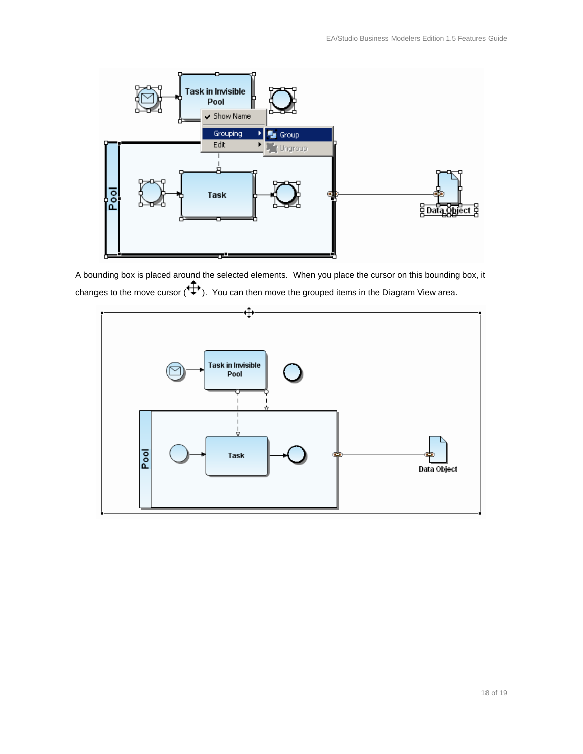A bounding box is placed around the selected elements. When you place the cursor on this bounding box, it changes to the move cursor (✥). You can then move the grouped items in the Diagram View area.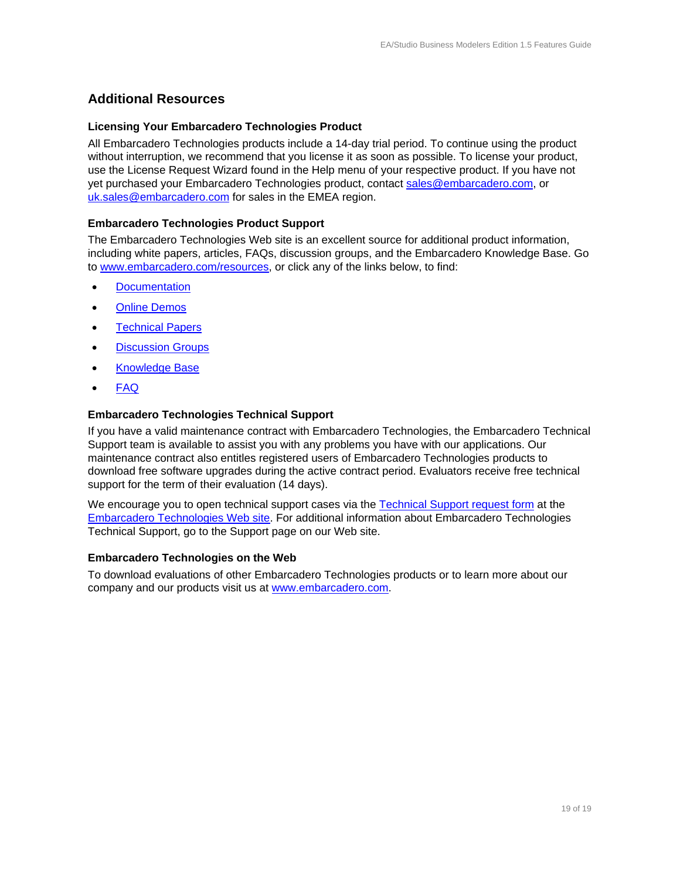## Additional Resources

### Licensing Your Embarcadero Technologies Product

All Embarcadero Technologies products include a 14-day trial period. To continue using the product without interruption, we recommend that you license it as soon as possible. To license your product, use the License Request Wizard found in the Help menu of your respective product. If you have not yet purchased your Embarcadero Technologies product, contact sales@embarcadero.com, or uk.sales@embarcadero.com for sales in the EMEA region.

### Embarcadero Technologies Product Support

The Embarcadero Technologies Web site is an excellent source for additional product information, including white papers, articles, FAQs, discussion groups, and the Embarcadero Knowledge Base. Go to www.embarcadero.com/resources, or click any of the links below, to find:

- Documentation
- Online Demos
- Technical Papers
- Discussion Groups
- Knowledge Base
- FAQ

### Embarcadero Technologies Technical Support

If you have a valid maintenance contract with Embarcadero Technologies, the Embarcadero Technical Support team is available to assist you with any problems you have with our applications. Our maintenance contract also entitles registered users of Embarcadero Technologies products to download free software upgrades during the active contract period. Evaluators receive free technical support for the term of their evaluation (14 days).

We encourage you to open technical support cases via the Technical Support request form at the Embarcadero Technologies Web site. For additional information about Embarcadero Technologies Technical Support, go to the Support page on our Web site.

### Embarcadero Technologies on the Web

To download evaluations of other Embarcadero Technologies products or to learn more about our company and our products visit us at www.embarcadero.com.